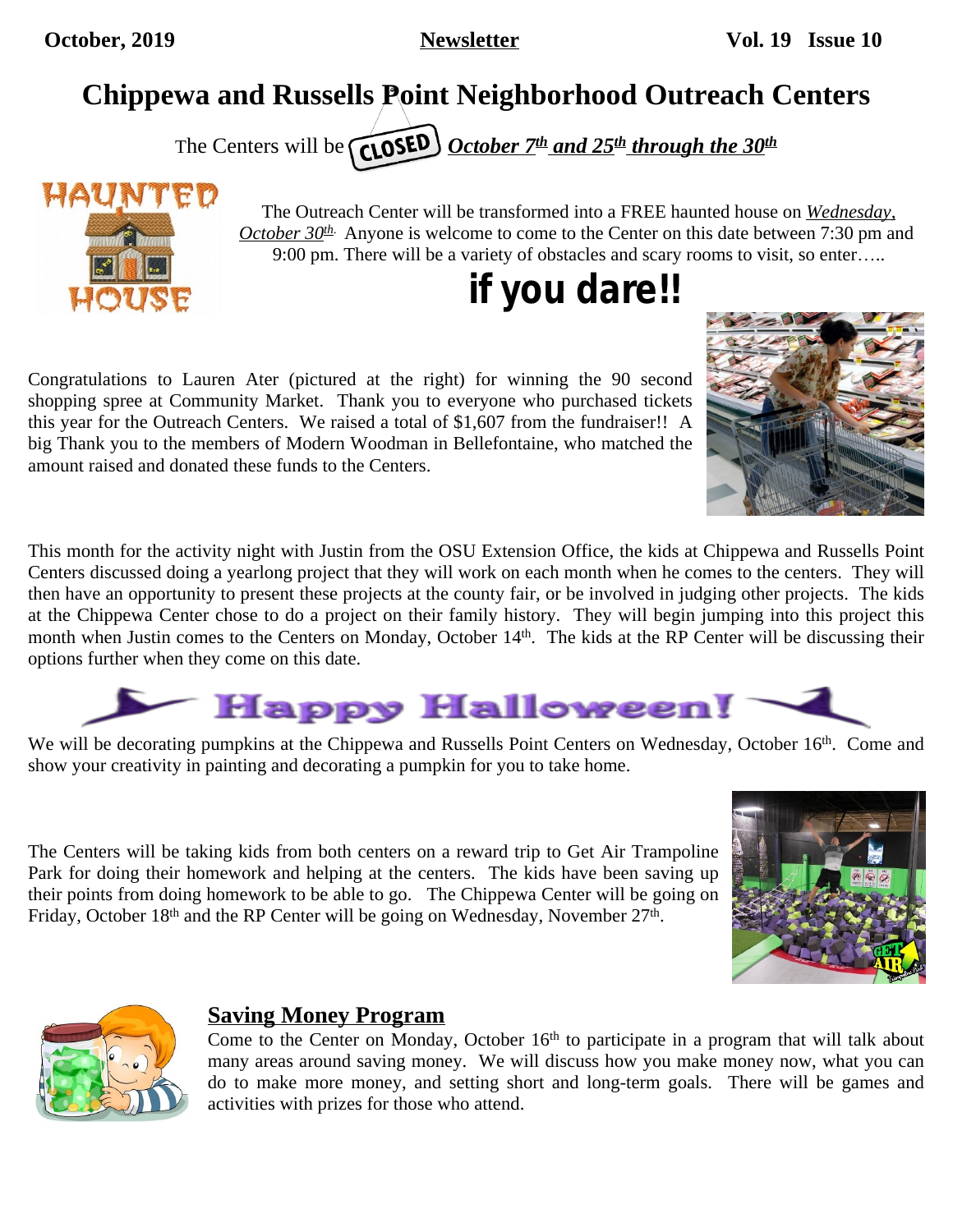October, 2019 **Newsletter** Vol. 19 Issue 10

# Chippewa and Russells Point Neighborhood Outreach Centers

The Centers will be CLOSED ***October 7th and 25th through the 30th***

HAUNTED HOUSE

The Outreach Center will be transformed into a FREE haunted house on *Wednesday, October 30th.* Anyone is welcome to come to the Center on this date between 7:30 pm and 9:00 pm. There will be a variety of obstacles and scary rooms to visit, so enter…..

**if you dare!!**

Congratulations to Lauren Ater (pictured at the right) for winning the 90 second shopping spree at Community Market. Thank you to everyone who purchased tickets this year for the Outreach Centers. We raised a total of $1,607 from the fundraiser!! A big Thank you to the members of Modern Woodman in Bellefontaine, who matched the amount raised and donated these funds to the Centers.

This month for the activity night with Justin from the OSU Extension Office, the kids at Chippewa and Russells Point Centers discussed doing a yearlong project that they will work on each month when he comes to the centers. They will then have an opportunity to present these projects at the county fair, or be involved in judging other projects. The kids at the Chippewa Center chose to do a project on their family history. They will begin jumping into this project this month when Justin comes to the Centers on Monday, October 14th. The kids at the RP Center will be discussing their options further when they come on this date.

## Happy Halloween!

We will be decorating pumpkins at the Chippewa and Russells Point Centers on Wednesday, October 16th. Come and show your creativity in painting and decorating a pumpkin for you to take home.

The Centers will be taking kids from both centers on a reward trip to Get Air Trampoline Park for doing their homework and helping at the centers. The kids have been saving up their points from doing homework to be able to go. The Chippewa Center will be going on Friday, October 18th and the RP Center will be going on Wednesday, November 27th.

## Saving Money Program

Come to the Center on Monday, October 16th to participate in a program that will talk about many areas around saving money. We will discuss how you make money now, what you can do to make more money, and setting short and long-term goals. There will be games and activities with prizes for those who attend.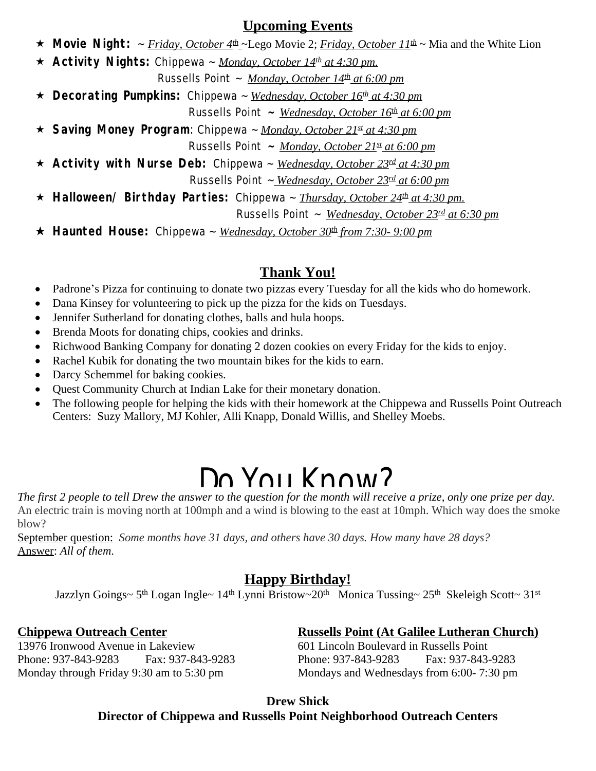## Upcoming Events

- **Movie Night:** ~ *Friday, October 4th* ~Lego Movie 2; *Friday, October 11th* ~ Mia and the White Lion
- **Activity Nights:** Chippewa ~ *Monday, October 14th at 4:30 pm.*
  Russells Point ~ *Monday, October 14th at 6:00 pm*
- **Decorating Pumpkins:** Chippewa ~ *Wednesday, October 16th at 4:30 pm*
  Russells Point ~ *Wednesday, October 16th at 6:00 pm*
- **Saving Money Program**: Chippewa ~ *Monday, October 21st at 4:30 pm*
  Russells Point ~ *Monday, October 21st at 6:00 pm*
- **Activity with Nurse Deb:** Chippewa ~ *Wednesday, October 23rd at 4:30 pm*
  Russells Point ~ *Wednesday, October 23rd at 6:00 pm*
- **Halloween/ Birthday Parties:** Chippewa ~ *Thursday, October 24th at 4:30 pm.*
  Russells Point ~ *Wednesday, October 23rd at 6:30 pm*
- **Haunted House:** Chippewa ~ *Wednesday, October 30th from 7:30- 9:00 pm*

## Thank You!

- Padrone's Pizza for continuing to donate two pizzas every Tuesday for all the kids who do homework.
- Dana Kinsey for volunteering to pick up the pizza for the kids on Tuesdays.
- Jennifer Sutherland for donating clothes, balls and hula hoops.
- Brenda Moots for donating chips, cookies and drinks.
- Richwood Banking Company for donating 2 dozen cookies on every Friday for the kids to enjoy.
- Rachel Kubik for donating the two mountain bikes for the kids to earn.
- Darcy Schemmel for baking cookies.
- Quest Community Church at Indian Lake for their monetary donation.
- The following people for helping the kids with their homework at the Chippewa and Russells Point Outreach Centers: Suzy Mallory, MJ Kohler, Alli Knapp, Donald Willis, and Shelley Moebs.

# Do You Know?

*The first 2 people to tell Drew the answer to the question for the month will receive a prize, only one prize per day.*
An electric train is moving north at 100mph and a wind is blowing to the east at 10mph. Which way does the smoke blow?

September question: *Some months have 31 days, and others have 30 days. How many have 28 days?*
Answer: *All of them.*

## Happy Birthday!

Jazzlyn Goings~ 5th Logan Ingle~ 14th Lynni Bristow~20th Monica Tussing~ 25th Skeleigh Scott~ 31st

**Chippewa Outreach Center**
13976 Ironwood Avenue in Lakeview
Phone: 937-843-9283 Fax: 937-843-9283
Monday through Friday 9:30 am to 5:30 pm

**Russells Point (At Galilee Lutheran Church)**
601 Lincoln Boulevard in Russells Point
Phone: 937-843-9283 Fax: 937-843-9283
Mondays and Wednesdays from 6:00- 7:30 pm

**Drew Shick**
**Director of Chippewa and Russells Point Neighborhood Outreach Centers**